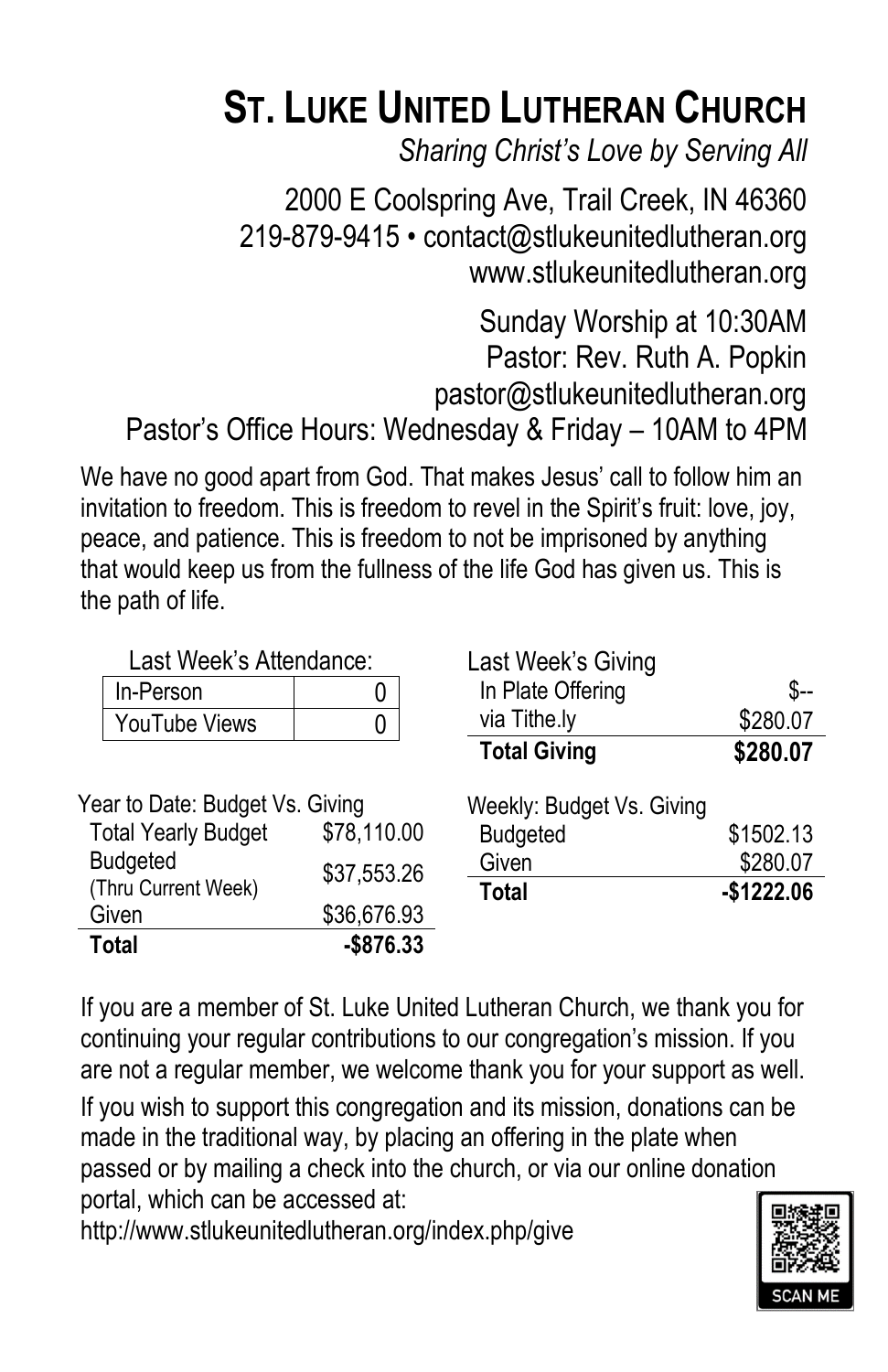# St. Luke United Lutheran Church

*Sharing Christ's Love by Serving All*

2000 E Coolspring Ave, Trail Creek, IN 46360
219-879-9415 • contact@stlukeunitedlutheran.org
www.stlukeunitedlutheran.org

Sunday Worship at 10:30AM
Pastor: Rev. Ruth A. Popkin
pastor@stlukeunitedlutheran.org
Pastor's Office Hours: Wednesday & Friday – 10AM to 4PM

We have no good apart from God. That makes Jesus' call to follow him an invitation to freedom. This is freedom to revel in the Spirit's fruit: love, joy, peace, and patience. This is freedom to not be imprisoned by anything that would keep us from the fullness of the life God has given us. This is the path of life.

Last Week's Attendance:

| In-Person | 0 |
|---|---|
| YouTube Views | 0 |

Last Week's Giving

| | |
|---|---|
| In Plate Offering | $-- |
| via Tithe.ly | $280.07 |
| **Total Giving** | **$280.07** |

Year to Date: Budget Vs. Giving

| | |
|---|---|
| Total Yearly Budget | $78,110.00 |
| Budgeted (Thru Current Week) | $37,553.26 |
| Given | $36,676.93 |
| **Total** | **-$876.33** |

Weekly: Budget Vs. Giving

| | |
|---|---|
| Budgeted | $1502.13 |
| Given | $280.07 |
| **Total** | **-$1222.06** |

If you are a member of St. Luke United Lutheran Church, we thank you for continuing your regular contributions to our congregation's mission. If you are not a regular member, we welcome thank you for your support as well.

If you wish to support this congregation and its mission, donations can be made in the traditional way, by placing an offering in the plate when passed or by mailing a check into the church, or via our online donation portal, which can be accessed at:
http://www.stlukeunitedlutheran.org/index.php/give

SCAN ME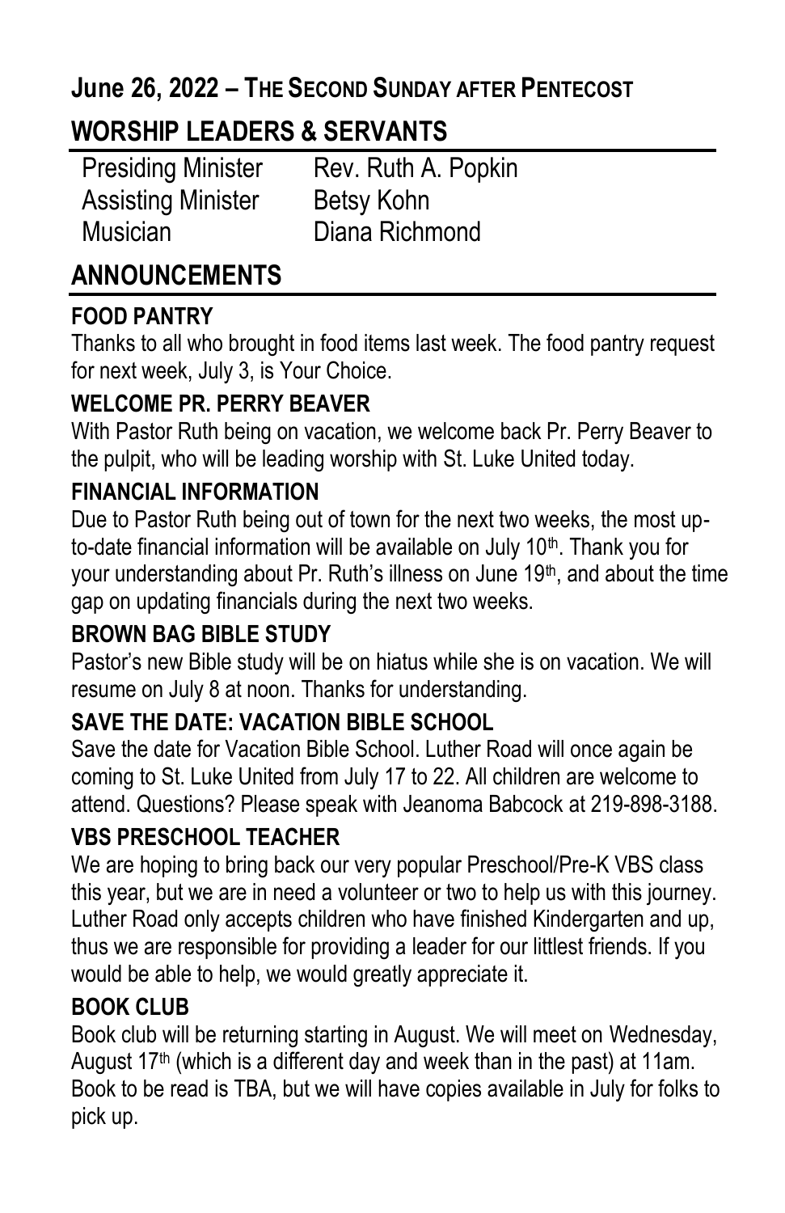## June 26, 2022 – The Second Sunday after Pentecost

## WORSHIP LEADERS & SERVANTS

| | |
|---|---|
| Presiding Minister | Rev. Ruth A. Popkin |
| Assisting Minister | Betsy Kohn |
| Musician | Diana Richmond |

## ANNOUNCEMENTS

### FOOD PANTRY

Thanks to all who brought in food items last week. The food pantry request for next week, July 3, is Your Choice.

### WELCOME PR. PERRY BEAVER

With Pastor Ruth being on vacation, we welcome back Pr. Perry Beaver to the pulpit, who will be leading worship with St. Luke United today.

### FINANCIAL INFORMATION

Due to Pastor Ruth being out of town for the next two weeks, the most up-to-date financial information will be available on July 10th. Thank you for your understanding about Pr. Ruth's illness on June 19th, and about the time gap on updating financials during the next two weeks.

### BROWN BAG BIBLE STUDY

Pastor's new Bible study will be on hiatus while she is on vacation. We will resume on July 8 at noon. Thanks for understanding.

### SAVE THE DATE: VACATION BIBLE SCHOOL

Save the date for Vacation Bible School. Luther Road will once again be coming to St. Luke United from July 17 to 22. All children are welcome to attend. Questions? Please speak with Jeanoma Babcock at 219-898-3188.

### VBS PRESCHOOL TEACHER

We are hoping to bring back our very popular Preschool/Pre-K VBS class this year, but we are in need a volunteer or two to help us with this journey. Luther Road only accepts children who have finished Kindergarten and up, thus we are responsible for providing a leader for our littlest friends. If you would be able to help, we would greatly appreciate it.

### BOOK CLUB

Book club will be returning starting in August. We will meet on Wednesday, August 17th (which is a different day and week than in the past) at 11am. Book to be read is TBA, but we will have copies available in July for folks to pick up.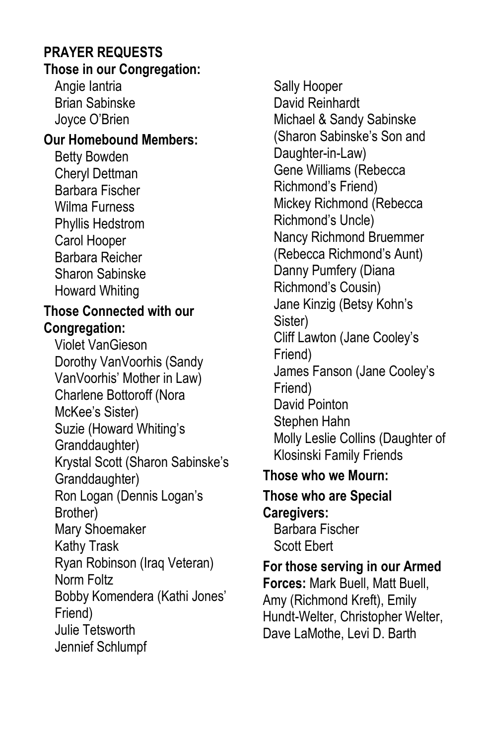**PRAYER REQUESTS**

**Those in our Congregation:**

Angie Iantria
Brian Sabinske
Joyce O'Brien

**Our Homebound Members:**

Betty Bowden
Cheryl Dettman
Barbara Fischer
Wilma Furness
Phyllis Hedstrom
Carol Hooper
Barbara Reicher
Sharon Sabinske
Howard Whiting

**Those Connected with our Congregation:**

Violet VanGieson
Dorothy VanVoorhis (Sandy VanVoorhis' Mother in Law)
Charlene Bottoroff (Nora McKee's Sister)
Suzie (Howard Whiting's Granddaughter)
Krystal Scott (Sharon Sabinske's Granddaughter)
Ron Logan (Dennis Logan's Brother)
Mary Shoemaker
Kathy Trask
Ryan Robinson (Iraq Veteran)
Norm Foltz
Bobby Komendera (Kathi Jones' Friend)
Julie Tetsworth
Jennief Schlumpf
Sally Hooper
David Reinhardt
Michael & Sandy Sabinske (Sharon Sabinske's Son and Daughter-in-Law)
Gene Williams (Rebecca Richmond's Friend)
Mickey Richmond (Rebecca Richmond's Uncle)
Nancy Richmond Bruemmer (Rebecca Richmond's Aunt)
Danny Pumfery (Diana Richmond's Cousin)
Jane Kinzig (Betsy Kohn's Sister)
Cliff Lawton (Jane Cooley's Friend)
James Fanson (Jane Cooley's Friend)
David Pointon
Stephen Hahn
Molly Leslie Collins (Daughter of Klosinski Family Friends

**Those who we Mourn:**

**Those who are Special Caregivers:**

Barbara Fischer
Scott Ebert

**For those serving in our Armed Forces:** Mark Buell, Matt Buell, Amy (Richmond Kreft), Emily Hundt-Welter, Christopher Welter, Dave LaMothe, Levi D. Barth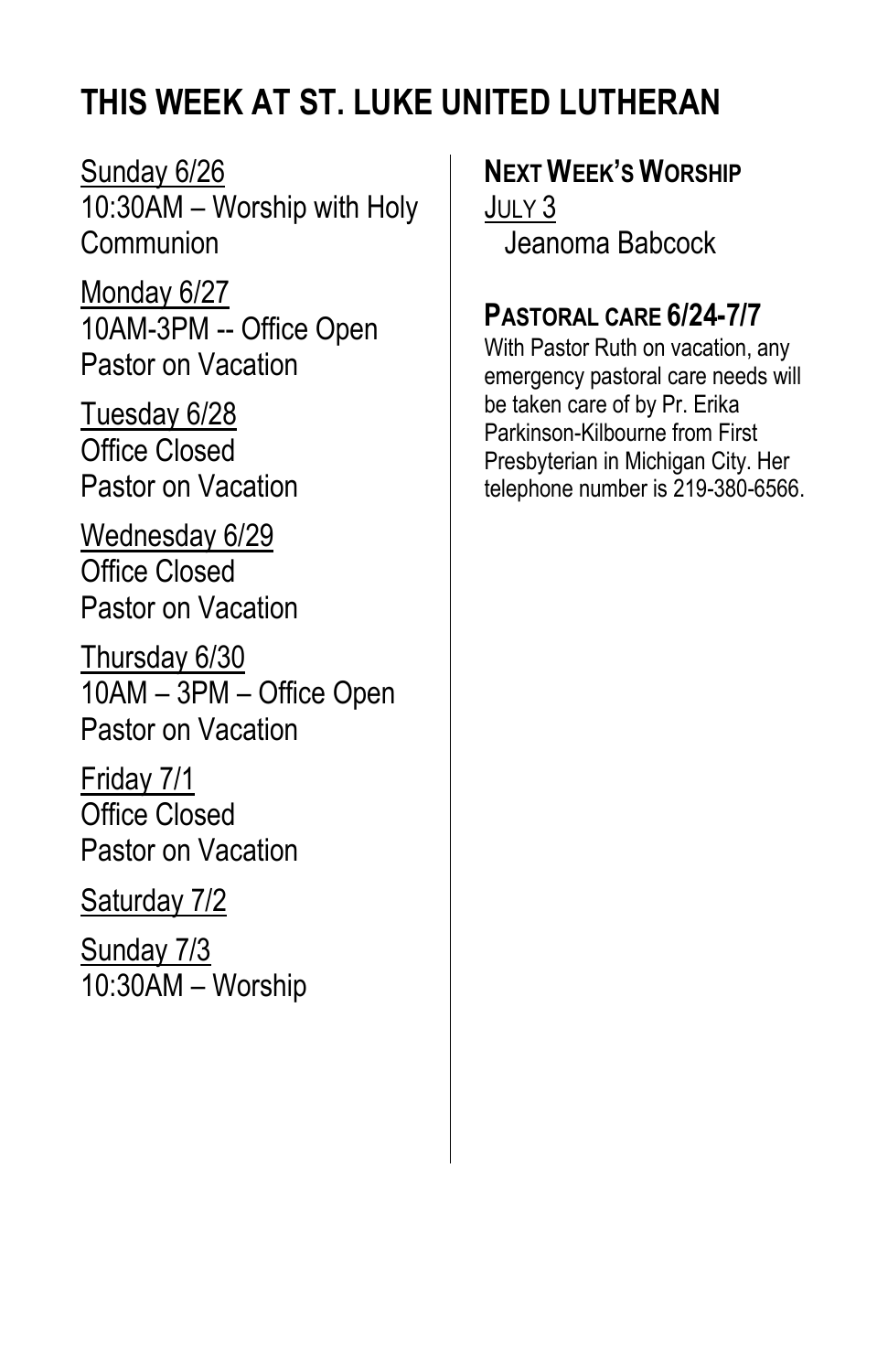# THIS WEEK AT ST. LUKE UNITED LUTHERAN

Sunday 6/26
10:30AM – Worship with Holy Communion

Monday 6/27
10AM-3PM -- Office Open
Pastor on Vacation

Tuesday 6/28
Office Closed
Pastor on Vacation

Wednesday 6/29
Office Closed
Pastor on Vacation

Thursday 6/30
10AM – 3PM – Office Open
Pastor on Vacation

Friday 7/1
Office Closed
Pastor on Vacation

Saturday 7/2

Sunday 7/3
10:30AM – Worship

**NEXT WEEK'S WORSHIP**

JULY 3
Jeanoma Babcock

**PASTORAL CARE 6/24-7/7**

With Pastor Ruth on vacation, any emergency pastoral care needs will be taken care of by Pr. Erika Parkinson-Kilbourne from First Presbyterian in Michigan City. Her telephone number is 219-380-6566.